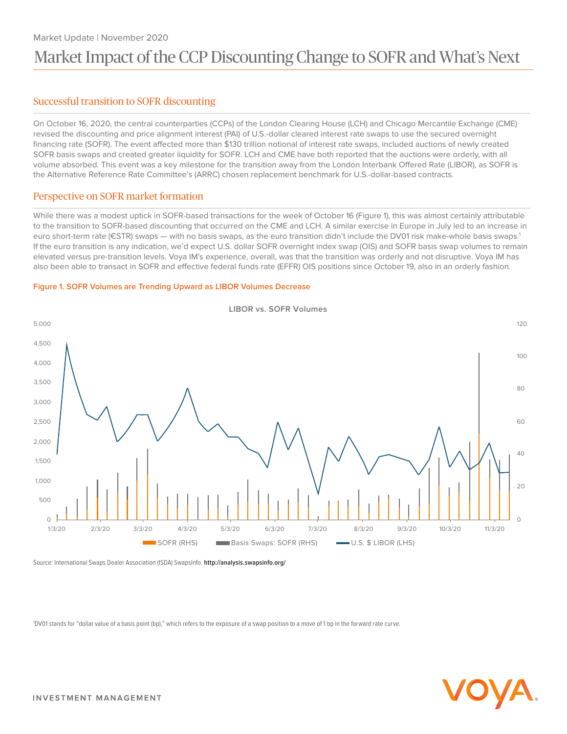Market Update | November 2020

# Market Impact of the CCP Discounting Change to SOFR and What's Next

## Successful transition to SOFR discounting

On October 16, 2020, the central counterparties (CCPs) of the London Clearing House (LCH) and Chicago Mercantile Exchange (CME) revised the discounting and price alignment interest (PAI) of U.S.-dollar cleared interest rate swaps to use the secured overnight financing rate (SOFR). The event affected more than $130 trillion notional of interest rate swaps, included auctions of newly created SOFR basis swaps and created greater liquidity for SOFR. LCH and CME have both reported that the auctions were orderly, with all volume absorbed. This event was a key milestone for the transition away from the London Interbank Offered Rate (LIBOR), as SOFR is the Alternative Reference Rate Committee's (ARRC) chosen replacement benchmark for U.S.-dollar-based contracts.

## Perspective on SOFR market formation

While there was a modest uptick in SOFR-based transactions for the week of October 16 (Figure 1), this was almost certainly attributable to the transition to SOFR-based discounting that occurred on the CME and LCH. A similar exercise in Europe in July led to an increase in euro short-term rate (€STR) swaps — with no basis swaps, as the euro transition didn't include the DV01 risk make-whole basis swaps.[1] If the euro transition is any indication, we'd expect U.S. dollar SOFR overnight index swap (OIS) and SOFR basis swap volumes to remain elevated versus pre-transition levels. Voya IM's experience, overall, was that the transition was orderly and not disruptive. Voya IM has also been able to transact in SOFR and effective federal funds rate (EFFR) OIS positions since October 19, also in an orderly fashion.

**Figure 1. SOFR Volumes are Trending Upward as LIBOR Volumes Decrease**

Source: International Swaps Dealer Association (ISDA) SwapsInfo. **http://analysis.swapsinfo.org/**

[1]DV01 stands for "dollar value of a basis point (bp)," which refers to the exposure of a swap position to a move of 1 bp in the forward rate curve.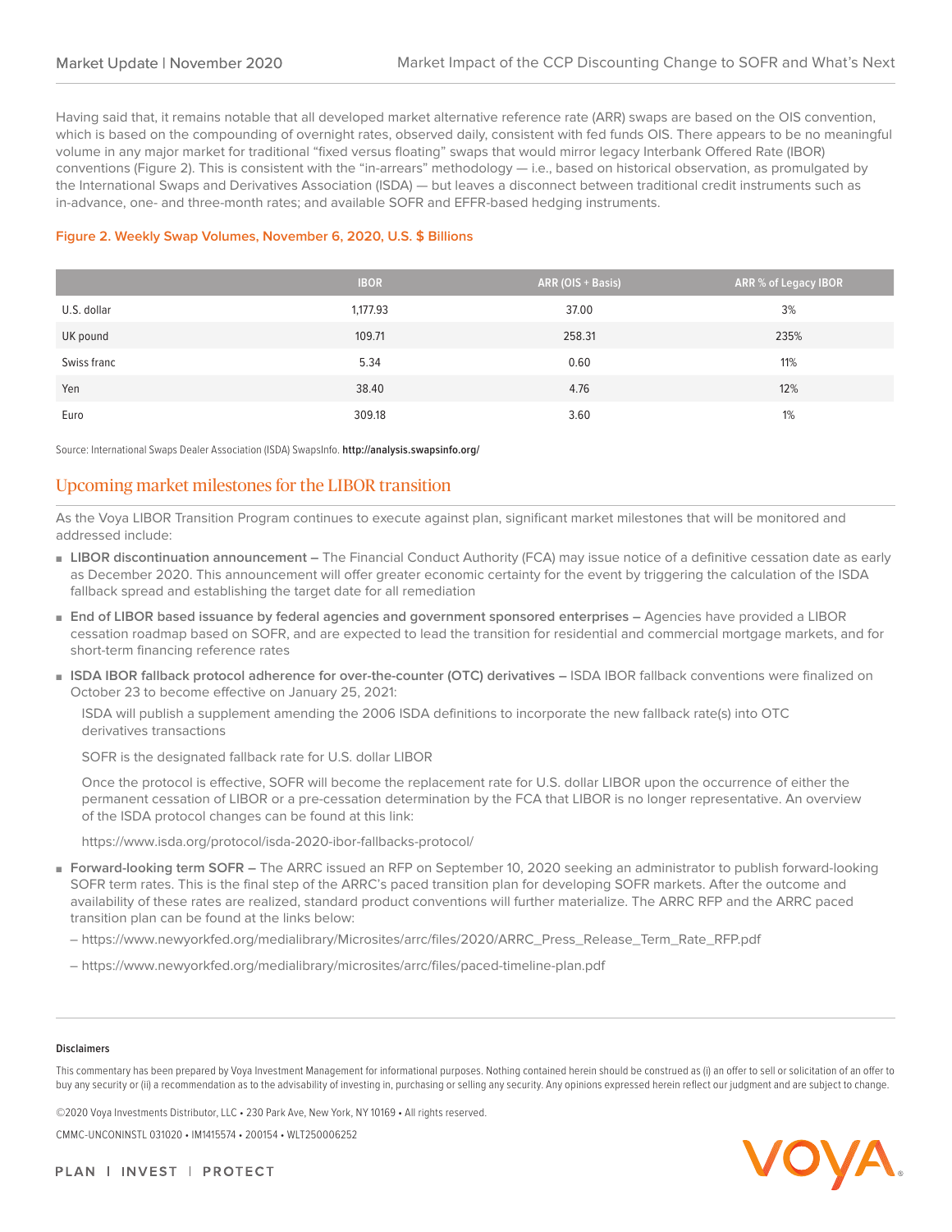Having said that, it remains notable that all developed market alternative reference rate (ARR) swaps are based on the OIS convention, which is based on the compounding of overnight rates, observed daily, consistent with fed funds OIS. There appears to be no meaningful volume in any major market for traditional "fixed versus floating" swaps that would mirror legacy Interbank Offered Rate (IBOR) conventions (Figure 2). This is consistent with the "in-arrears" methodology — i.e., based on historical observation, as promulgated by the International Swaps and Derivatives Association (ISDA) — but leaves a disconnect between traditional credit instruments such as in-advance, one- and three-month rates; and available SOFR and EFFR-based hedging instruments.

**Figure 2. Weekly Swap Volumes, November 6, 2020, U.S. $ Billions**

| | IBOR | ARR (OIS + Basis) | ARR % of Legacy IBOR |
|---|---|---|---|
| U.S. dollar | 1,177.93 | 37.00 | 3% |
| UK pound | 109.71 | 258.31 | 235% |
| Swiss franc | 5.34 | 0.60 | 11% |
| Yen | 38.40 | 4.76 | 12% |
| Euro | 309.18 | 3.60 | 1% |

Source: International Swaps Dealer Association (ISDA) SwapsInfo. **http://analysis.swapsinfo.org/**

## Upcoming market milestones for the LIBOR transition

As the Voya LIBOR Transition Program continues to execute against plan, significant market milestones that will be monitored and addressed include:

- **LIBOR discontinuation announcement –** The Financial Conduct Authority (FCA) may issue notice of a definitive cessation date as early as December 2020. This announcement will offer greater economic certainty for the event by triggering the calculation of the ISDA fallback spread and establishing the target date for all remediation
- **End of LIBOR based issuance by federal agencies and government sponsored enterprises –** Agencies have provided a LIBOR cessation roadmap based on SOFR, and are expected to lead the transition for residential and commercial mortgage markets, and for short-term financing reference rates
- **ISDA IBOR fallback protocol adherence for over-the-counter (OTC) derivatives –** ISDA IBOR fallback conventions were finalized on October 23 to become effective on January 25, 2021:

  ISDA will publish a supplement amending the 2006 ISDA definitions to incorporate the new fallback rate(s) into OTC derivatives transactions

  SOFR is the designated fallback rate for U.S. dollar LIBOR

  Once the protocol is effective, SOFR will become the replacement rate for U.S. dollar LIBOR upon the occurrence of either the permanent cessation of LIBOR or a pre-cessation determination by the FCA that LIBOR is no longer representative. An overview of the ISDA protocol changes can be found at this link:

  https://www.isda.org/protocol/isda-2020-ibor-fallbacks-protocol/

- **Forward-looking term SOFR –** The ARRC issued an RFP on September 10, 2020 seeking an administrator to publish forward-looking SOFR term rates. This is the final step of the ARRC's paced transition plan for developing SOFR markets. After the outcome and availability of these rates are realized, standard product conventions will further materialize. The ARRC RFP and the ARRC paced transition plan can be found at the links below:
  - https://www.newyorkfed.org/medialibrary/Microsites/arrc/files/2020/ARRC_Press_Release_Term_Rate_RFP.pdf
  - https://www.newyorkfed.org/medialibrary/microsites/arrc/files/paced-timeline-plan.pdf

**Disclaimers**

This commentary has been prepared by Voya Investment Management for informational purposes. Nothing contained herein should be construed as (i) an offer to sell or solicitation of an offer to buy any security or (ii) a recommendation as to the advisability of investing in, purchasing or selling any security. Any opinions expressed herein reflect our judgment and are subject to change.

©2020 Voya Investments Distributor, LLC • 230 Park Ave, New York, NY 10169 • All rights reserved.

CMMC-UNCONINSTL 031020 • IM1415574 • 200154 • WLT250006252

PLAN | INVEST | PROTECT

VOYA